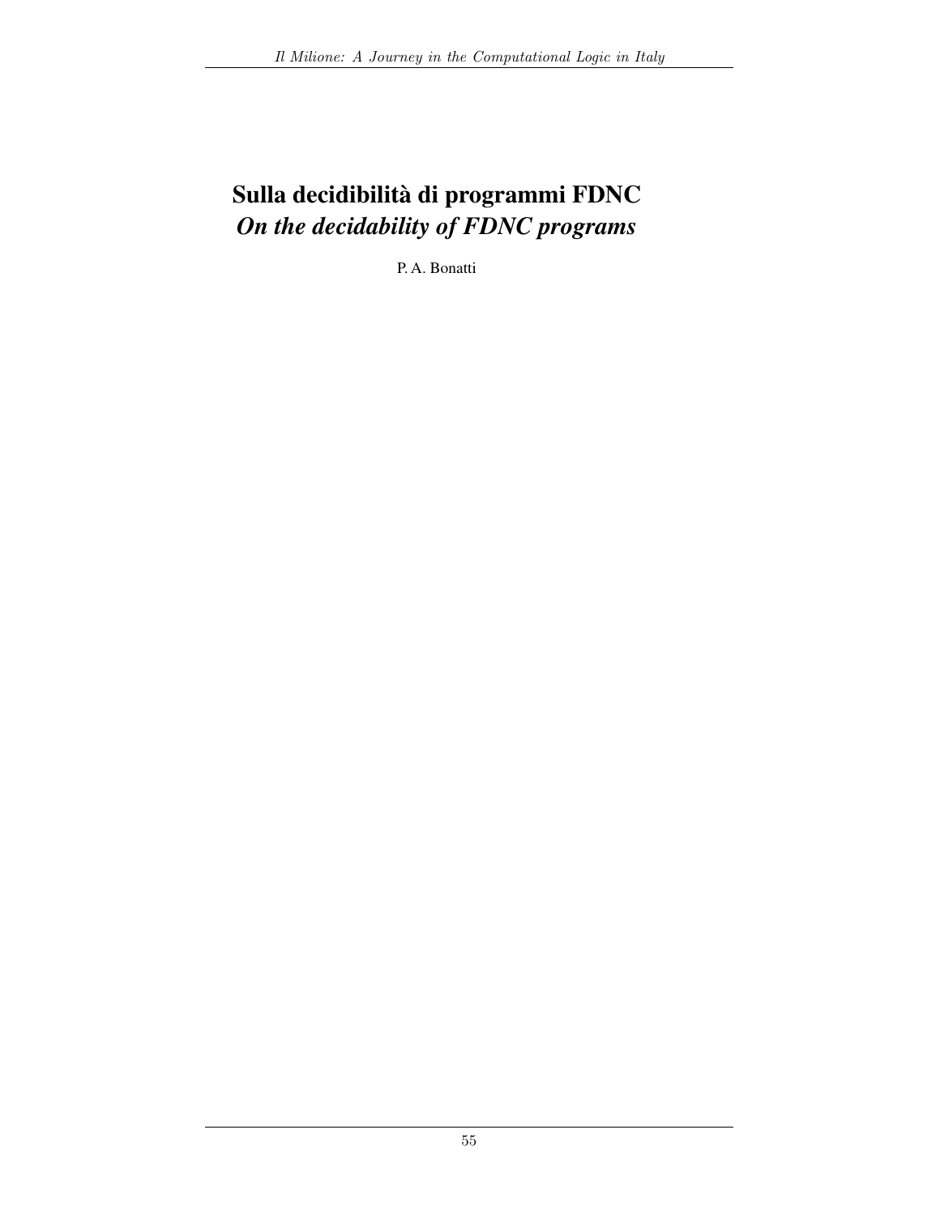# Sulla decidibilità di programmi FDNC

## *On the decidability of FDNC programs*

P. A. Bonatti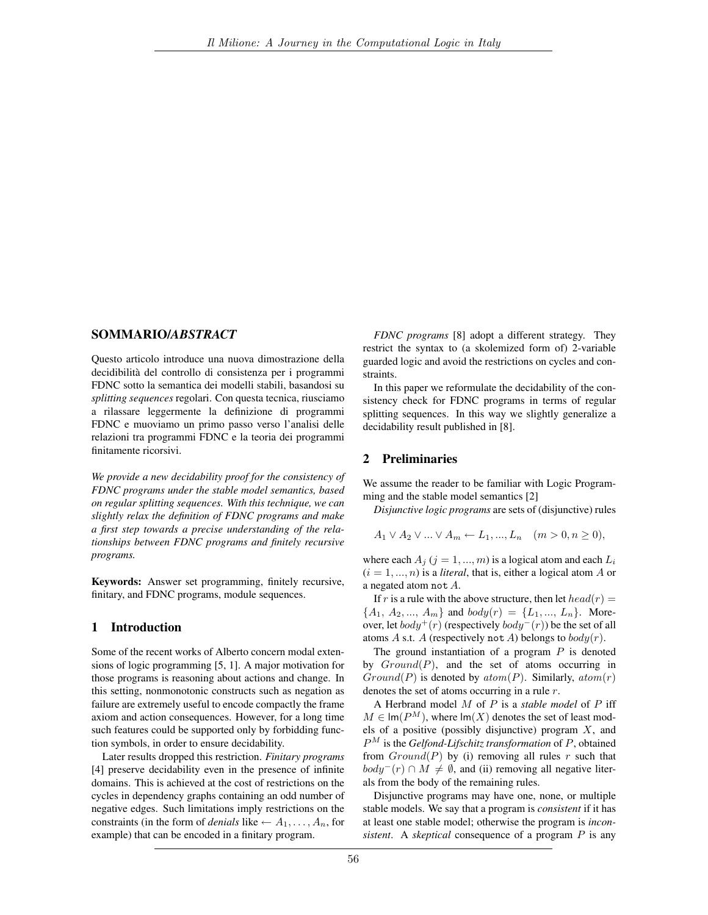## SOMMARIO/*ABSTRACT*

Questo articolo introduce una nuova dimostrazione della decidibilità del controllo di consistenza per i programmi FDNC sotto la semantica dei modelli stabili, basandosi su *splitting sequences* regolari. Con questa tecnica, riusciamo a rilassare leggermente la definizione di programmi FDNC e muoviamo un primo passo verso l'analisi delle relazioni tra programmi FDNC e la teoria dei programmi finitamente ricorsivi.

*We provide a new decidability proof for the consistency of FDNC programs under the stable model semantics, based on regular splitting sequences. With this technique, we can slightly relax the definition of FDNC programs and make a first step towards a precise understanding of the relationships between FDNC programs and finitely recursive programs.*

**Keywords:** Answer set programming, finitely recursive, finitary, and FDNC programs, module sequences.

## 1 Introduction

Some of the recent works of Alberto concern modal extensions of logic programming [5, 1]. A major motivation for those programs is reasoning about actions and change. In this setting, nonmonotonic constructs such as negation as failure are extremely useful to encode compactly the frame axiom and action consequences. However, for a long time such features could be supported only by forbidding function symbols, in order to ensure decidability.

Later results dropped this restriction. *Finitary programs* [4] preserve decidability even in the presence of infinite domains. This is achieved at the cost of restrictions on the cycles in dependency graphs containing an odd number of negative edges. Such limitations imply restrictions on the constraints (in the form of *denials* like $\leftarrow A_1, \ldots, A_n$, for example) that can be encoded in a finitary program.

*FDNC programs* [8] adopt a different strategy. They restrict the syntax to (a skolemized form of) 2-variable guarded logic and avoid the restrictions on cycles and constraints.

In this paper we reformulate the decidability of the consistency check for FDNC programs in terms of regular splitting sequences. In this way we slightly generalize a decidability result published in [8].

## 2 Preliminaries

We assume the reader to be familiar with Logic Programming and the stable model semantics [2]

*Disjunctive logic programs* are sets of (disjunctive) rules

$$A_1 \vee A_2 \vee ... \vee A_m \leftarrow L_1, ..., L_n \quad (m > 0, n \geq 0),$$

where each $A_j$ $(j = 1, ..., m)$ is a logical atom and each $L_i$ $(i = 1, ..., n)$ is a *literal*, that is, either a logical atom $A$ or a negated atom $\texttt{not}\ A$.

If $r$ is a rule with the above structure, then let $head(r) = \{A_1, A_2, ..., A_m\}$ and $body(r) = \{L_1, ..., L_n\}$. Moreover, let $body^+(r)$ (respectively $body^-(r)$) be the set of all atoms $A$ s.t. $A$ (respectively $\texttt{not}\ A$) belongs to $body(r)$.

The ground instantiation of a program $P$ is denoted by $Ground(P)$, and the set of atoms occurring in $Ground(P)$ is denoted by $atom(P)$. Similarly, $atom(r)$ denotes the set of atoms occurring in a rule $r$.

A Herbrand model $M$ of $P$ is a *stable model* of $P$ iff $M \in \mathsf{lm}(P^M)$, where $\mathsf{lm}(X)$ denotes the set of least models of a positive (possibly disjunctive) program $X$, and $P^M$ is the *Gelfond-Lifschitz transformation* of $P$, obtained from $Ground(P)$ by (i) removing all rules $r$ such that $body^-(r) \cap M \neq \emptyset$, and (ii) removing all negative literals from the body of the remaining rules.

Disjunctive programs may have one, none, or multiple stable models. We say that a program is *consistent* if it has at least one stable model; otherwise the program is *inconsistent*. A *skeptical* consequence of a program $P$ is any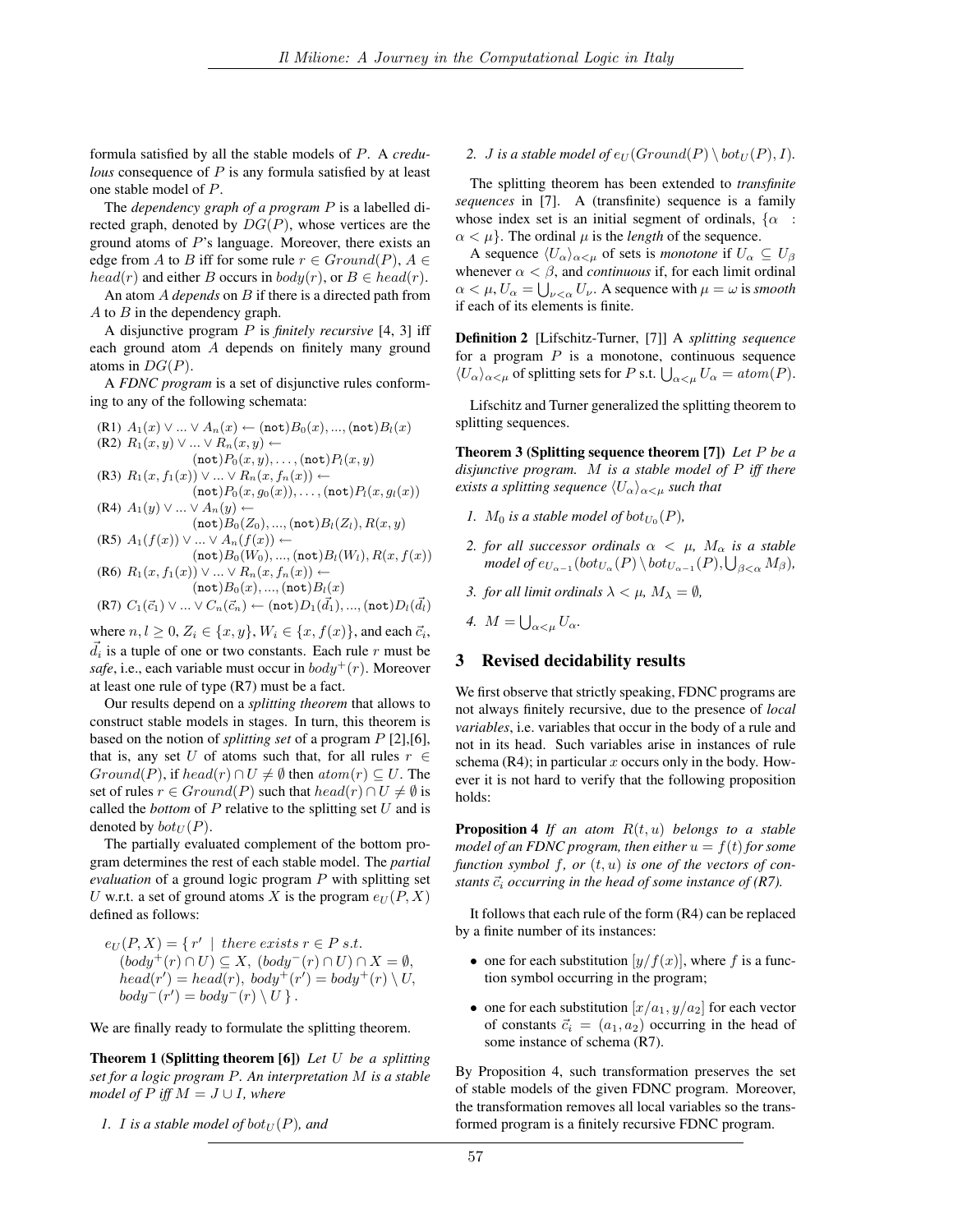formula satisfied by all the stable models of $P$. A *credulous* consequence of $P$ is any formula satisfied by at least one stable model of $P$.

The *dependency graph of a program $P$* is a labelled directed graph, denoted by $DG(P)$, whose vertices are the ground atoms of $P$'s language. Moreover, there exists an edge from $A$ to $B$ iff for some rule $r \in Ground(P)$, $A \in head(r)$ and either $B$ occurs in $body(r)$, or $B \in head(r)$.

An atom $A$ *depends* on $B$ if there is a directed path from $A$ to $B$ in the dependency graph.

A disjunctive program $P$ is *finitely recursive* [4, 3] iff each ground atom $A$ depends on finitely many ground atoms in $DG(P)$.

A *FDNC program* is a set of disjunctive rules conforming to any of the following schemata:

(R1) $A_1(x) \vee ... \vee A_n(x) \leftarrow (\texttt{not})B_0(x), ..., (\texttt{not})B_l(x)$
(R2) $R_1(x, y) \vee ... \vee R_n(x, y) \leftarrow$ $(\texttt{not})P_0(x, y), \ldots, (\texttt{not})P_l(x, y)$
(R3) $R_1(x, f_1(x)) \vee ... \vee R_n(x, f_n(x)) \leftarrow$ $(\texttt{not})P_0(x, g_0(x)), \ldots, (\texttt{not})P_l(x, g_l(x))$
(R4) $A_1(y) \vee ... \vee A_n(y) \leftarrow$ $(\texttt{not})B_0(Z_0), ..., (\texttt{not})B_l(Z_l), R(x, y)$
(R5) $A_1(f(x)) \vee ... \vee A_n(f(x)) \leftarrow$ $(\texttt{not})B_0(W_0), ..., (\texttt{not})B_l(W_l), R(x, f(x))$
(R6) $R_1(x, f_1(x)) \vee ... \vee R_n(x, f_n(x)) \leftarrow$ $(\texttt{not})B_0(x), ..., (\texttt{not})B_l(x)$
(R7) $C_1(\vec{c}_1) \vee ... \vee C_n(\vec{c}_n) \leftarrow (\texttt{not})D_1(\vec{d}_1), ..., (\texttt{not})D_l(\vec{d}_l)$

where $n, l \geq 0$, $Z_i \in \{x, y\}$, $W_i \in \{x, f(x)\}$, and each $\vec{c}_i$, $\vec{d}_i$ is a tuple of one or two constants. Each rule $r$ must be *safe*, i.e., each variable must occur in $body^+(r)$. Moreover at least one rule of type (R7) must be a fact.

Our results depend on a *splitting theorem* that allows to construct stable models in stages. In turn, this theorem is based on the notion of *splitting set* of a program $P$ [2],[6], that is, any set $U$ of atoms such that, for all rules $r \in Ground(P)$, if $head(r) \cap U \neq \emptyset$ then $atom(r) \subseteq U$. The set of rules $r \in Ground(P)$ such that $head(r) \cap U \neq \emptyset$ is called the *bottom* of $P$ relative to the splitting set $U$ and is denoted by $bot_U(P)$.

The partially evaluated complement of the bottom program determines the rest of each stable model. The *partial evaluation* of a ground logic program $P$ with splitting set $U$ w.r.t. a set of ground atoms $X$ is the program $e_U(P, X)$ defined as follows:

$$\begin{aligned} e_U(P, X) = \{\, r' \;\mid\; & \textit{there exists } r \in P \textit{ s.t.} \\ & (body^+(r) \cap U) \subseteq X,\ (body^-(r) \cap U) \cap X = \emptyset, \\ & head(r') = head(r),\ body^+(r') = body^+(r) \setminus U, \\ & body^-(r') = body^-(r) \setminus U \,\}. \end{aligned}$$

We are finally ready to formulate the splitting theorem.

**Theorem 1 (Splitting theorem [6])** *Let $U$ be a splitting set for a logic program $P$. An interpretation $M$ is a stable model of $P$ iff $M = J \cup I$, where*

1. *$I$ is a stable model of $bot_U(P)$, and*
2. *$J$ is a stable model of $e_U(Ground(P) \setminus bot_U(P), I)$.*

The splitting theorem has been extended to *transfinite sequences* in [7]. A (transfinite) sequence is a family whose index set is an initial segment of ordinals, $\{\alpha : \alpha < \mu\}$. The ordinal $\mu$ is the *length* of the sequence.

A sequence $\langle U_\alpha \rangle_{\alpha<\mu}$ of sets is *monotone* if $U_\alpha \subseteq U_\beta$ whenever $\alpha < \beta$, and *continuous* if, for each limit ordinal $\alpha < \mu$, $U_\alpha = \bigcup_{\nu<\alpha} U_\nu$. A sequence with $\mu = \omega$ is *smooth* if each of its elements is finite.

**Definition 2** [Lifschitz-Turner, [7]] A *splitting sequence* for a program $P$ is a monotone, continuous sequence $\langle U_\alpha \rangle_{\alpha<\mu}$ of splitting sets for $P$ s.t. $\bigcup_{\alpha<\mu} U_\alpha = atom(P)$.

Lifschitz and Turner generalized the splitting theorem to splitting sequences.

**Theorem 3 (Splitting sequence theorem [7])** *Let $P$ be a disjunctive program. $M$ is a stable model of $P$ iff there exists a splitting sequence $\langle U_\alpha \rangle_{\alpha<\mu}$ such that*

1. *$M_0$ is a stable model of $bot_{U_0}(P)$,*
2. *for all successor ordinals $\alpha < \mu$, $M_\alpha$ is a stable model of $e_{U_{\alpha-1}}(bot_{U_\alpha}(P) \setminus bot_{U_{\alpha-1}}(P), \bigcup_{\beta<\alpha} M_\beta)$,*
3. *for all limit ordinals $\lambda < \mu$, $M_\lambda = \emptyset$,*
4. *$M = \bigcup_{\alpha<\mu} U_\alpha$.*

## 3 Revised decidability results

We first observe that strictly speaking, FDNC programs are not always finitely recursive, due to the presence of *local variables*, i.e. variables that occur in the body of a rule and not in its head. Such variables arise in instances of rule schema (R4); in particular $x$ occurs only in the body. However it is not hard to verify that the following proposition holds:

**Proposition 4** *If an atom $R(t, u)$ belongs to a stable model of an FDNC program, then either $u = f(t)$ for some function symbol $f$, or $(t, u)$ is one of the vectors of constants $\vec{c}_i$ occurring in the head of some instance of (R7).*

It follows that each rule of the form (R4) can be replaced by a finite number of its instances:

- one for each substitution $[y/f(x)]$, where $f$ is a function symbol occurring in the program;
- one for each substitution $[x/a_1, y/a_2]$ for each vector of constants $\vec{c}_i = (a_1, a_2)$ occurring in the head of some instance of schema (R7).

By Proposition 4, such transformation preserves the set of stable models of the given FDNC program. Moreover, the transformation removes all local variables so the transformed program is a finitely recursive FDNC program.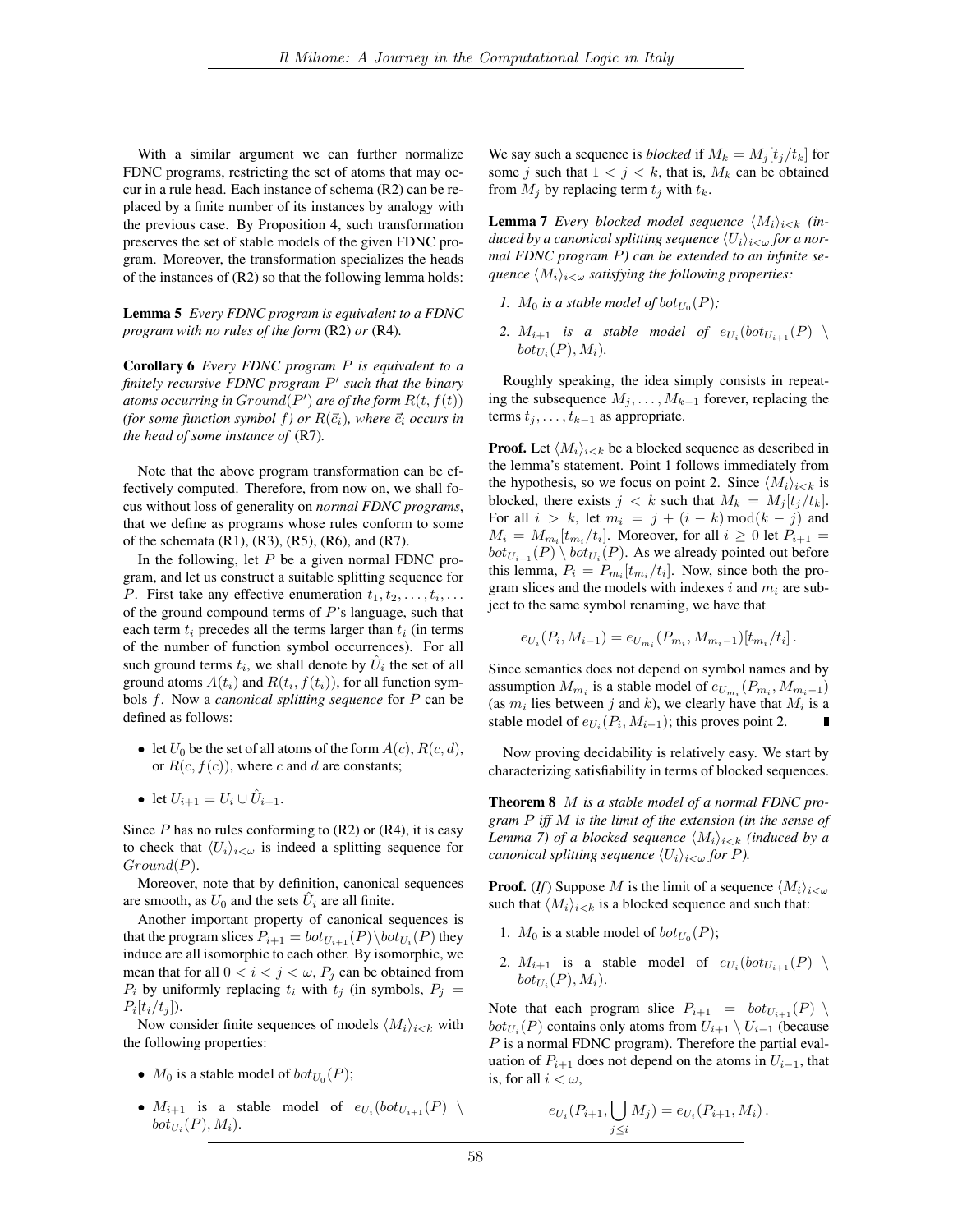With a similar argument we can further normalize FDNC programs, restricting the set of atoms that may occur in a rule head. Each instance of schema (R2) can be replaced by a finite number of its instances by analogy with the previous case. By Proposition 4, such transformation preserves the set of stable models of the given FDNC program. Moreover, the transformation specializes the heads of the instances of (R2) so that the following lemma holds:

**Lemma 5** *Every FDNC program is equivalent to a FDNC program with no rules of the form* (R2) *or* (R4)*.*

**Corollary 6** *Every FDNC program $P$ is equivalent to a finitely recursive FDNC program $P'$ such that the binary atoms occurring in $Ground(P')$ are of the form $R(t, f(t))$ (for some function symbol $f$) or $R(\vec{c}_i)$, where $\vec{c}_i$ occurs in the head of some instance of* (R7)*.*

Note that the above program transformation can be effectively computed. Therefore, from now on, we shall focus without loss of generality on *normal FDNC programs*, that we define as programs whose rules conform to some of the schemata (R1), (R3), (R5), (R6), and (R7).

In the following, let $P$ be a given normal FDNC program, and let us construct a suitable splitting sequence for $P$. First take any effective enumeration $t_1, t_2, \dots, t_i, \dots$ of the ground compound terms of $P$'s language, such that each term $t_i$ precedes all the terms larger than $t_i$ (in terms of the number of function symbol occurrences). For all such ground terms $t_i$, we shall denote by $\hat{U}_i$ the set of all ground atoms $A(t_i)$ and $R(t_i, f(t_i))$, for all function symbols $f$. Now a *canonical splitting sequence* for $P$ can be defined as follows:

- let $U_0$ be the set of all atoms of the form $A(c)$, $R(c, d)$, or $R(c, f(c))$, where $c$ and $d$ are constants;
- let $U_{i+1} = U_i \cup \hat{U}_{i+1}$.

Since $P$ has no rules conforming to (R2) or (R4), it is easy to check that $\langle U_i \rangle_{i<\omega}$ is indeed a splitting sequence for $Ground(P)$.

Moreover, note that by definition, canonical sequences are smooth, as $U_0$ and the sets $\hat{U}_i$ are all finite.

Another important property of canonical sequences is that the program slices $P_{i+1} = bot_{U_{i+1}}(P) \setminus bot_{U_i}(P)$ they induce are all isomorphic to each other. By isomorphic, we mean that for all $0 < i < j < \omega$, $P_j$ can be obtained from $P_i$ by uniformly replacing $t_i$ with $t_j$ (in symbols, $P_j = P_i[t_i/t_j]$).

Now consider finite sequences of models $\langle M_i \rangle_{i<k}$ with the following properties:

- $M_0$ is a stable model of $bot_{U_0}(P)$;
- $M_{i+1}$ is a stable model of $e_{U_i}(bot_{U_{i+1}}(P) \setminus bot_{U_i}(P), M_i)$.

We say such a sequence is *blocked* if $M_k = M_j[t_j/t_k]$ for some $j$ such that $1 < j < k$, that is, $M_k$ can be obtained from $M_j$ by replacing term $t_j$ with $t_k$.

**Lemma 7** *Every blocked model sequence $\langle M_i \rangle_{i<k}$ (induced by a canonical splitting sequence $\langle U_i \rangle_{i<\omega}$ for a normal FDNC program $P$) can be extended to an infinite sequence $\langle M_i \rangle_{i<\omega}$ satisfying the following properties:*

1. *$M_0$ is a stable model of $bot_{U_0}(P)$;*
2. *$M_{i+1}$ is a stable model of $e_{U_i}(bot_{U_{i+1}}(P) \setminus bot_{U_i}(P), M_i)$.*

Roughly speaking, the idea simply consists in repeating the subsequence $M_j, \dots, M_{k-1}$ forever, replacing the terms $t_j, \dots, t_{k-1}$ as appropriate.

**Proof.** Let $\langle M_i \rangle_{i<k}$ be a blocked sequence as described in the lemma's statement. Point 1 follows immediately from the hypothesis, so we focus on point 2. Since $\langle M_i \rangle_{i<k}$ is blocked, there exists $j < k$ such that $M_k = M_j[t_j/t_k]$. For all $i > k$, let $m_i = j + (i - k) \bmod (k - j)$ and $M_i = M_{m_i}[t_{m_i}/t_i]$. Moreover, for all $i \geq 0$ let $P_{i+1} = bot_{U_{i+1}}(P) \setminus bot_{U_i}(P)$. As we already pointed out before this lemma, $P_i = P_{m_i}[t_{m_i}/t_i]$. Now, since both the program slices and the models with indexes $i$ and $m_i$ are subject to the same symbol renaming, we have that

$$e_{U_i}(P_i, M_{i-1}) = e_{U_{m_i}}(P_{m_i}, M_{m_i - 1})[t_{m_i}/t_i]\,.$$

Since semantics does not depend on symbol names and by assumption $M_{m_i}$ is a stable model of $e_{U_{m_i}}(P_{m_i}, M_{m_i - 1})$ (as $m_i$ lies between $j$ and $k$), we clearly have that $M_i$ is a stable model of $e_{U_i}(P_i, M_{i-1})$; this proves point 2. ∎

Now proving decidability is relatively easy. We start by characterizing satisfiability in terms of blocked sequences.

**Theorem 8** *$M$ is a stable model of a normal FDNC program $P$ iff $M$ is the limit of the extension (in the sense of Lemma 7) of a blocked sequence $\langle M_i \rangle_{i<k}$ (induced by a canonical splitting sequence $\langle U_i \rangle_{i<\omega}$ for $P$).*

**Proof.** (*If*) Suppose $M$ is the limit of a sequence $\langle M_i \rangle_{i<\omega}$ such that $\langle M_i \rangle_{i<k}$ is a blocked sequence and such that:

1. $M_0$ is a stable model of $bot_{U_0}(P)$;
2. $M_{i+1}$ is a stable model of $e_{U_i}(bot_{U_{i+1}}(P) \setminus bot_{U_i}(P), M_i)$.

Note that each program slice $P_{i+1} = bot_{U_{i+1}}(P) \setminus bot_{U_i}(P)$ contains only atoms from $U_{i+1} \setminus U_{i-1}$ (because $P$ is a normal FDNC program). Therefore the partial evaluation of $P_{i+1}$ does not depend on the atoms in $U_{i-1}$, that is, for all $i < \omega$,

$$e_{U_i}(P_{i+1}, \bigcup_{j \leq i} M_j) = e_{U_i}(P_{i+1}, M_i)\,.$$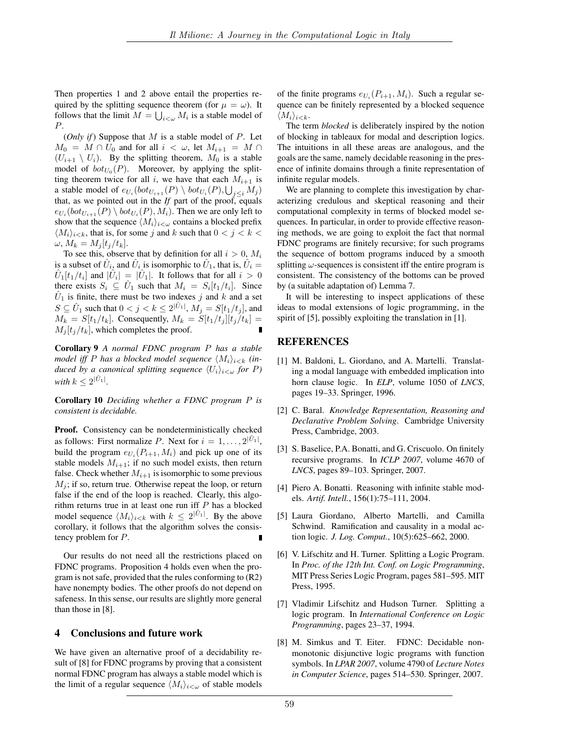Then properties 1 and 2 above entail the properties required by the splitting sequence theorem (for $\mu = \omega$). It follows that the limit $M = \bigcup_{i<\omega} M_i$ is a stable model of $P$.

(*Only if*) Suppose that $M$ is a stable model of $P$. Let $M_0 = M \cap U_0$ and for all $i < \omega$, let $M_{i+1} = M \cap (U_{i+1} \setminus U_i)$. By the splitting theorem, $M_0$ is a stable model of $bot_{U_0}(P)$. Moreover, by applying the splitting theorem twice for all $i$, we have that each $M_{i+1}$ is a stable model of $e_{U_i}(bot_{U_{i+1}}(P) \setminus bot_{U_i}(P), \bigcup_{j \le i} M_j)$ that, as we pointed out in the *If* part of the proof, equals $e_{U_i}(bot_{U_{i+1}}(P) \setminus bot_{U_i}(P), M_i)$. Then we are only left to show that the sequence $\langle M_i \rangle_{i<\omega}$ contains a blocked prefix $\langle M_i \rangle_{i<k}$, that is, for some $j$ and $k$ such that $0 < j < k < \omega$, $M_k = M_j[t_j/t_k]$.

To see this, observe that by definition for all $i > 0$, $M_i$ is a subset of $\hat{U}_i$, and $\hat{U}_i$ is isomorphic to $\hat{U}_1$, that is, $\hat{U}_i = \hat{U}_1[t_1/t_i]$ and $|\hat{U}_i| = |\hat{U}_1|$. It follows that for all $i > 0$ there exists $S_i \subseteq \hat{U}_1$ such that $M_i = S_i[t_1/t_i]$. Since $\hat{U}_1$ is finite, there must be two indexes $j$ and $k$ and a set $S \subseteq \hat{U}_1$ such that $0 < j < k \le 2^{|\hat{U}_1|}$, $M_j = S[t_1/t_j]$, and $M_k = S[t_1/t_k]$. Consequently, $M_k = S[t_1/t_j][t_j/t_k] = M_j[t_j/t_k]$, which completes the proof. ∎

**Corollary 9** *A normal FDNC program $P$ has a stable model iff $P$ has a blocked model sequence $\langle M_i \rangle_{i<k}$ (induced by a canonical splitting sequence $\langle U_i \rangle_{i<\omega}$ for $P$) with $k \le 2^{|\hat{U}_1|}$.*

**Corollary 10** *Deciding whether a FDNC program $P$ is consistent is decidable.*

**Proof.** Consistency can be nondeterministically checked as follows: First normalize $P$. Next for $i = 1, \ldots, 2^{|\hat{U}_1|}$, build the program $e_{U_i}(P_{i+1}, M_i)$ and pick up one of its stable models $M_{i+1}$; if no such model exists, then return false. Check whether $M_{i+1}$ is isomorphic to some previous $M_j$; if so, return true. Otherwise repeat the loop, or return false if the end of the loop is reached. Clearly, this algorithm returns true in at least one run iff $P$ has a blocked model sequence $\langle M_i \rangle_{i<k}$ with $k \le 2^{|\hat{U}_1|}$. By the above corollary, it follows that the algorithm solves the consistency problem for $P$. ∎

Our results do not need all the restrictions placed on FDNC programs. Proposition 4 holds even when the program is not safe, provided that the rules conforming to (R2) have nonempty bodies. The other proofs do not depend on safeness. In this sense, our results are slightly more general than those in [8].

## 4 Conclusions and future work

We have given an alternative proof of a decidability result of [8] for FDNC programs by proving that a consistent normal FDNC program has always a stable model which is the limit of a regular sequence $\langle M_i \rangle_{i<\omega}$ of stable models of the finite programs $e_{U_i}(P_{i+1}, M_i)$. Such a regular sequence can be finitely represented by a blocked sequence $\langle M_i \rangle_{i<k}$.

The term *blocked* is deliberately inspired by the notion of blocking in tableaux for modal and description logics. The intuitions in all these areas are analogous, and the goals are the same, namely decidable reasoning in the presence of infinite domains through a finite representation of infinite regular models.

We are planning to complete this investigation by characterizing credulous and skeptical reasoning and their computational complexity in terms of blocked model sequences. In particular, in order to provide effective reasoning methods, we are going to exploit the fact that normal FDNC programs are finitely recursive; for such programs the sequence of bottom programs induced by a smooth splitting $\omega$-sequences is consistent iff the entire program is consistent. The consistency of the bottoms can be proved by (a suitable adaptation of) Lemma 7.

It will be interesting to inspect applications of these ideas to modal extensions of logic programming, in the spirit of [5], possibly exploiting the translation in [1].

## REFERENCES

[1] M. Baldoni, L. Giordano, and A. Martelli. Translating a modal language with embedded implication into horn clause logic. In *ELP*, volume 1050 of *LNCS*, pages 19–33. Springer, 1996.

[2] C. Baral. *Knowledge Representation, Reasoning and Declarative Problem Solving*. Cambridge University Press, Cambridge, 2003.

[3] S. Baselice, P.A. Bonatti, and G. Criscuolo. On finitely recursive programs. In *ICLP 2007*, volume 4670 of *LNCS*, pages 89–103. Springer, 2007.

[4] Piero A. Bonatti. Reasoning with infinite stable models. *Artif. Intell.*, 156(1):75–111, 2004.

[5] Laura Giordano, Alberto Martelli, and Camilla Schwind. Ramification and causality in a modal action logic. *J. Log. Comput.*, 10(5):625–662, 2000.

[6] V. Lifschitz and H. Turner. Splitting a Logic Program. In *Proc. of the 12th Int. Conf. on Logic Programming*, MIT Press Series Logic Program, pages 581–595. MIT Press, 1995.

[7] Vladimir Lifschitz and Hudson Turner. Splitting a logic program. In *International Conference on Logic Programming*, pages 23–37, 1994.

[8] M. Simkus and T. Eiter. FDNC: Decidable non-monotonic disjunctive logic programs with function symbols. In *LPAR 2007*, volume 4790 of *Lecture Notes in Computer Science*, pages 514–530. Springer, 2007.